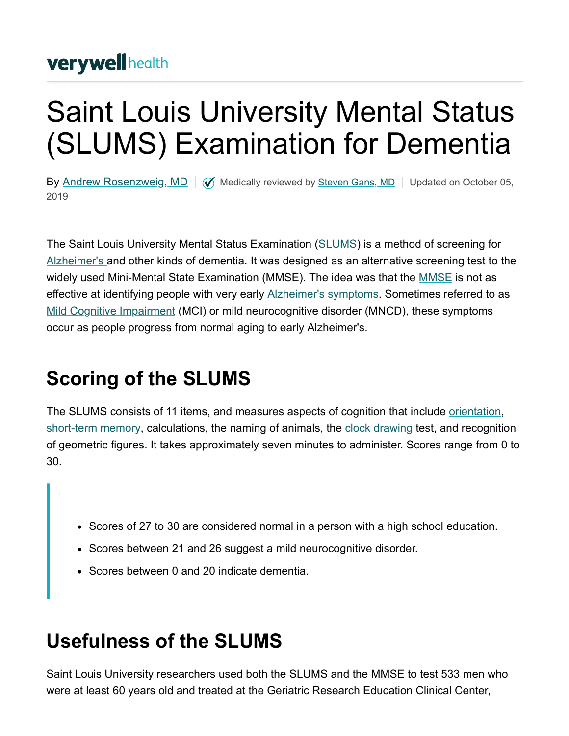verywell health

# Saint Louis University Mental Status (SLUMS) Examination for Dementia

By Andrew Rosenzweig, MD | Medically reviewed by Steven Gans, MD | Updated on October 05, 2019

The Saint Louis University Mental Status Examination (SLUMS) is a method of screening for Alzheimer's and other kinds of dementia. It was designed as an alternative screening test to the widely used Mini-Mental State Examination (MMSE). The idea was that the MMSE is not as effective at identifying people with very early Alzheimer's symptoms. Sometimes referred to as Mild Cognitive Impairment (MCI) or mild neurocognitive disorder (MNCD), these symptoms occur as people progress from normal aging to early Alzheimer's.

## Scoring of the SLUMS

The SLUMS consists of 11 items, and measures aspects of cognition that include orientation, short-term memory, calculations, the naming of animals, the clock drawing test, and recognition of geometric figures. It takes approximately seven minutes to administer. Scores range from 0 to 30.

> - Scores of 27 to 30 are considered normal in a person with a high school education.
> - Scores between 21 and 26 suggest a mild neurocognitive disorder.
> - Scores between 0 and 20 indicate dementia.

## Usefulness of the SLUMS

Saint Louis University researchers used both the SLUMS and the MMSE to test 533 men who were at least 60 years old and treated at the Geriatric Research Education Clinical Center,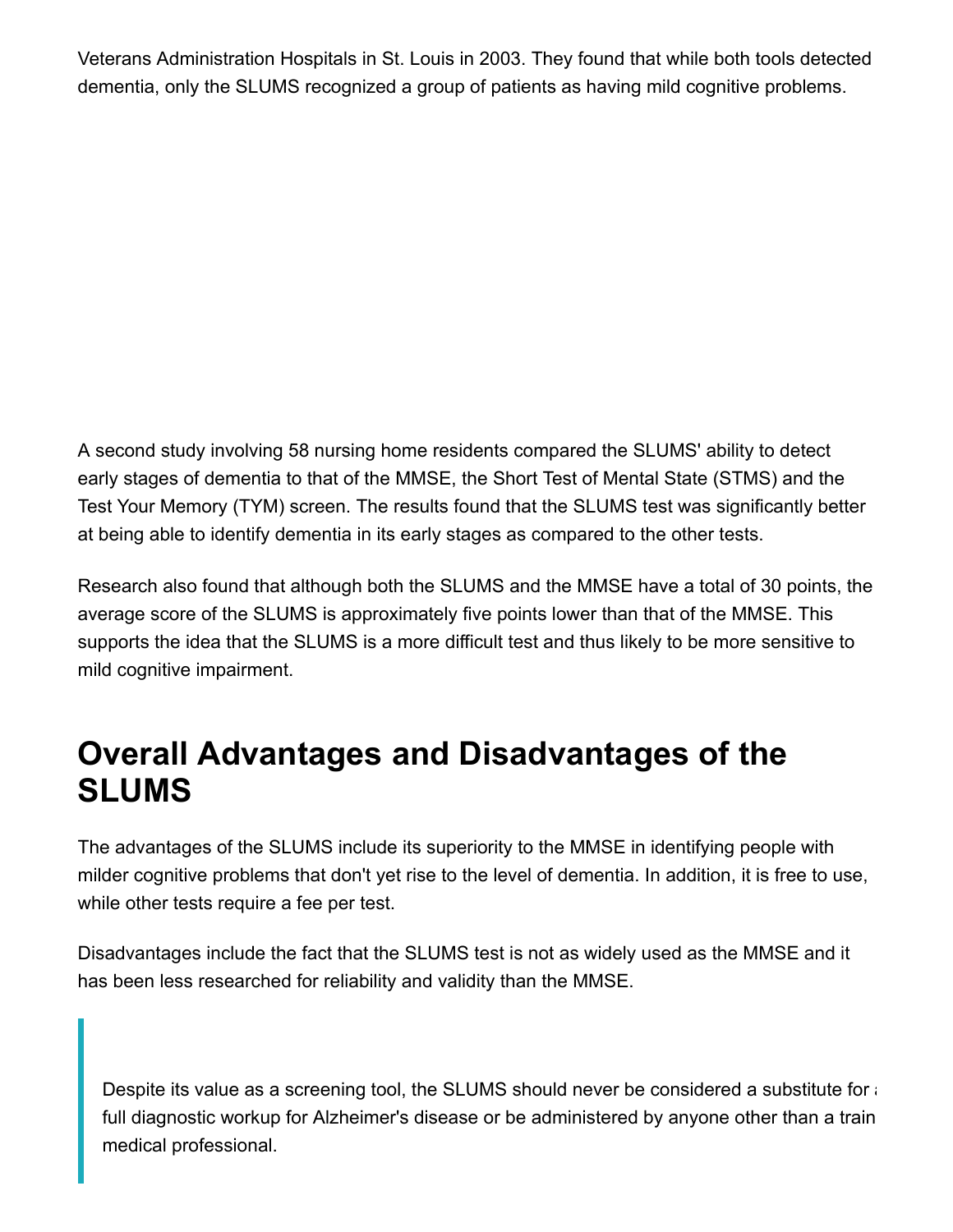Veterans Administration Hospitals in St. Louis in 2003. They found that while both tools detected dementia, only the SLUMS recognized a group of patients as having mild cognitive problems.

A second study involving 58 nursing home residents compared the SLUMS' ability to detect early stages of dementia to that of the MMSE, the Short Test of Mental State (STMS) and the Test Your Memory (TYM) screen. The results found that the SLUMS test was significantly better at being able to identify dementia in its early stages as compared to the other tests.

Research also found that although both the SLUMS and the MMSE have a total of 30 points, the average score of the SLUMS is approximately five points lower than that of the MMSE. This supports the idea that the SLUMS is a more difficult test and thus likely to be more sensitive to mild cognitive impairment.

## Overall Advantages and Disadvantages of the SLUMS

The advantages of the SLUMS include its superiority to the MMSE in identifying people with milder cognitive problems that don't yet rise to the level of dementia. In addition, it is free to use, while other tests require a fee per test.

Disadvantages include the fact that the SLUMS test is not as widely used as the MMSE and it has been less researched for reliability and validity than the MMSE.

> Despite its value as a screening tool, the SLUMS should never be considered a substitute for a full diagnostic workup for Alzheimer's disease or be administered by anyone other than a train medical professional.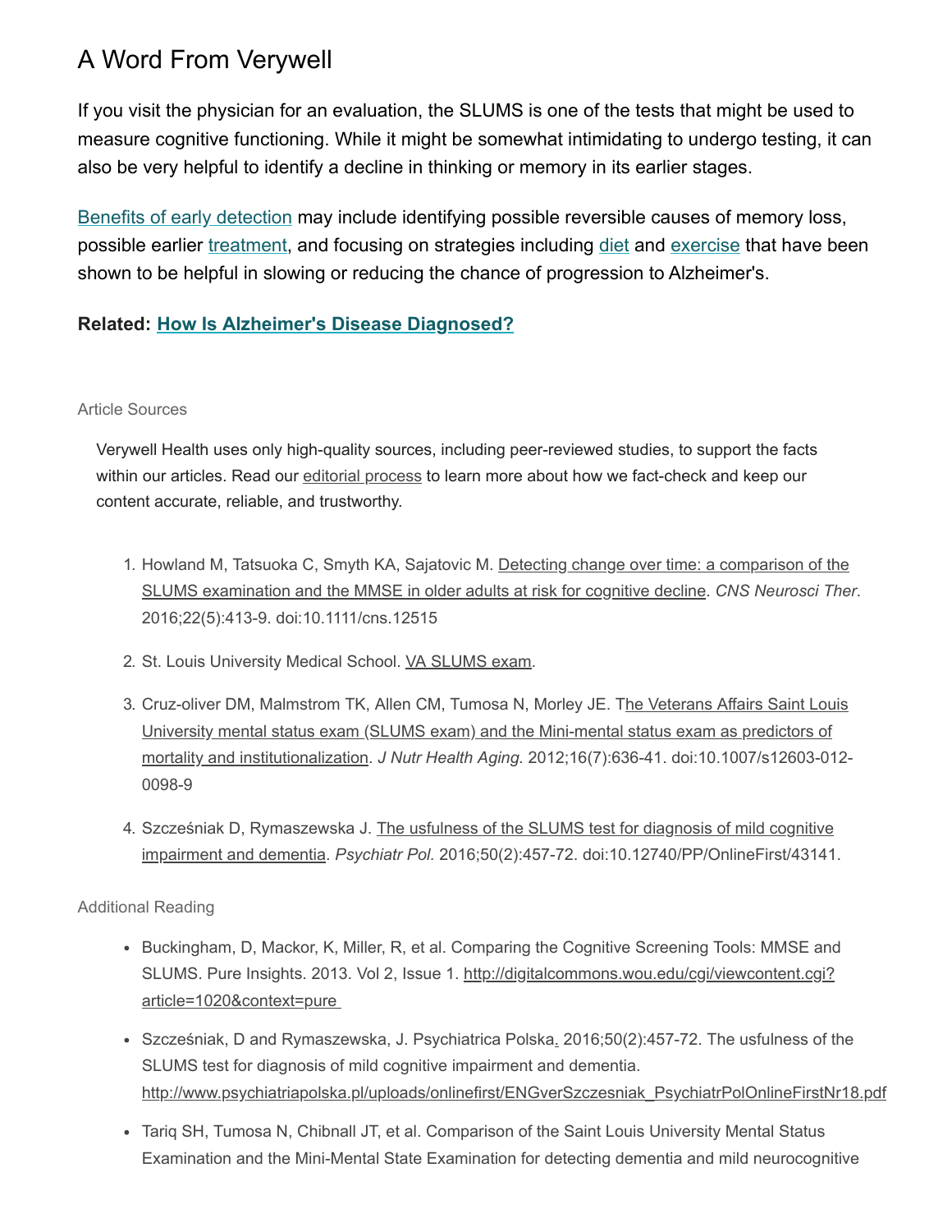## A Word From Verywell

If you visit the physician for an evaluation, the SLUMS is one of the tests that might be used to measure cognitive functioning. While it might be somewhat intimidating to undergo testing, it can also be very helpful to identify a decline in thinking or memory in its earlier stages.

Benefits of early detection may include identifying possible reversible causes of memory loss, possible earlier treatment, and focusing on strategies including diet and exercise that have been shown to be helpful in slowing or reducing the chance of progression to Alzheimer's.

**Related: How Is Alzheimer's Disease Diagnosed?**

Article Sources

Verywell Health uses only high-quality sources, including peer-reviewed studies, to support the facts within our articles. Read our editorial process to learn more about how we fact-check and keep our content accurate, reliable, and trustworthy.

1. Howland M, Tatsuoka C, Smyth KA, Sajatovic M. Detecting change over time: a comparison of the SLUMS examination and the MMSE in older adults at risk for cognitive decline. *CNS Neurosci Ther*. 2016;22(5):413-9. doi:10.1111/cns.12515
2. St. Louis University Medical School. VA SLUMS exam.
3. Cruz-oliver DM, Malmstrom TK, Allen CM, Tumosa N, Morley JE. The Veterans Affairs Saint Louis University mental status exam (SLUMS exam) and the Mini-mental status exam as predictors of mortality and institutionalization. *J Nutr Health Aging.* 2012;16(7):636-41. doi:10.1007/s12603-012-0098-9
4. Szcześniak D, Rymaszewska J. The usfulness of the SLUMS test for diagnosis of mild cognitive impairment and dementia. *Psychiatr Pol.* 2016;50(2):457-72. doi:10.12740/PP/OnlineFirst/43141.

Additional Reading

- Buckingham, D, Mackor, K, Miller, R, et al. Comparing the Cognitive Screening Tools: MMSE and SLUMS. Pure Insights. 2013. Vol 2, Issue 1. http://digitalcommons.wou.edu/cgi/viewcontent.cgi?article=1020&context=pure
- Szcześniak, D and Rymaszewska, J. Psychiatrica Polska. 2016;50(2):457-72. The usfulness of the SLUMS test for diagnosis of mild cognitive impairment and dementia. http://www.psychiatriapolska.pl/uploads/onlinefirst/ENGverSzczesniak_PsychiatrPolOnlineFirstNr18.pdf
- Tariq SH, Tumosa N, Chibnall JT, et al. Comparison of the Saint Louis University Mental Status Examination and the Mini-Mental State Examination for detecting dementia and mild neurocognitive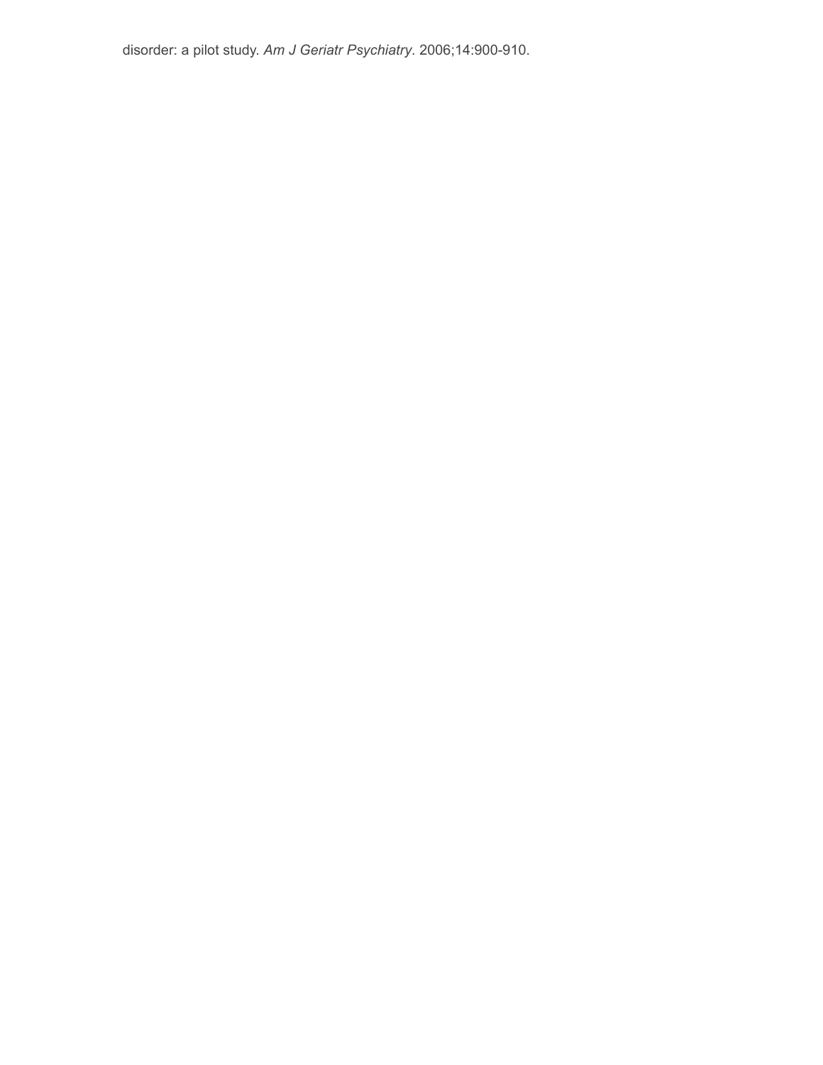disorder: a pilot study. *Am J Geriatr Psychiatry*. 2006;14:900-910.